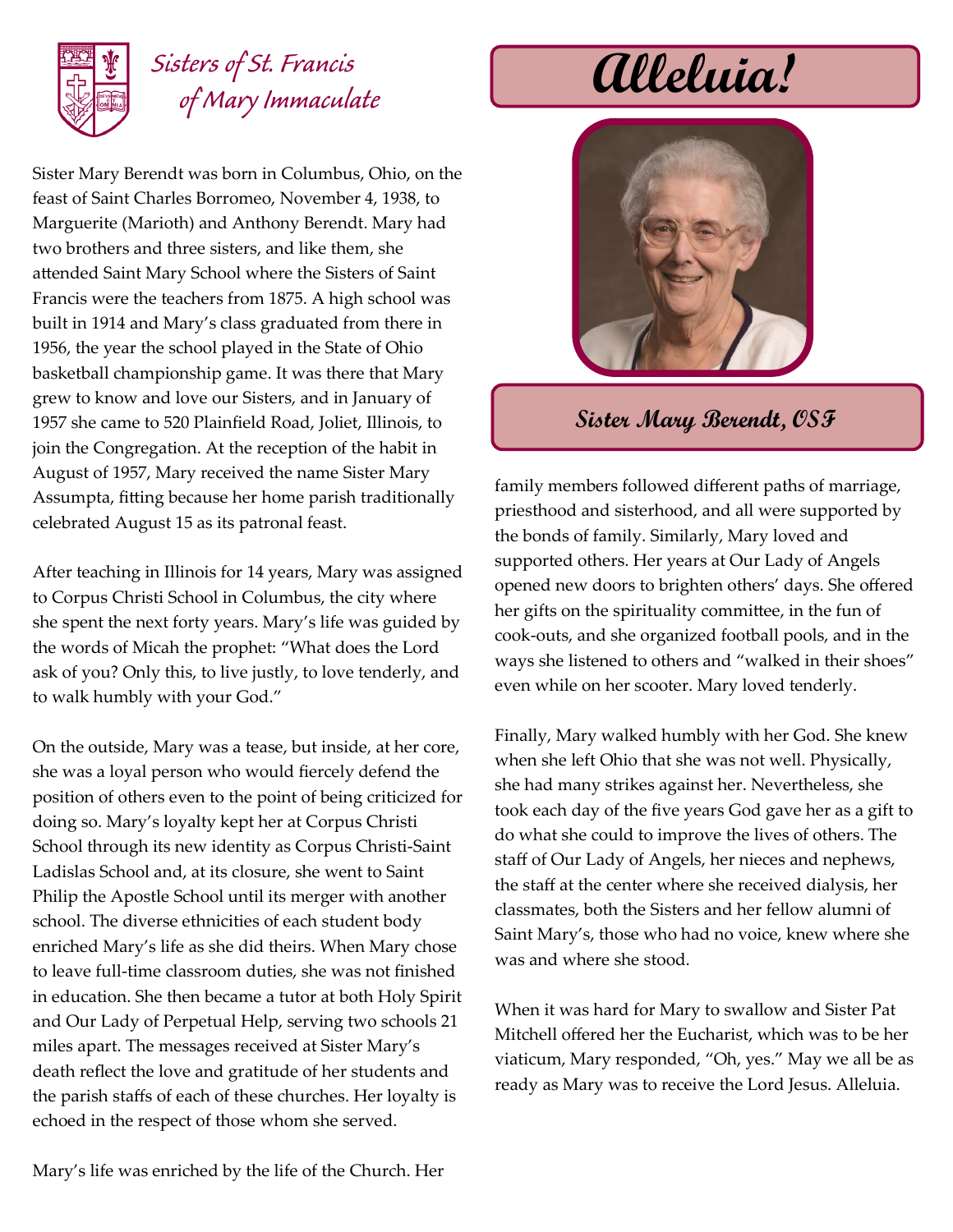Sisters of St. Francis of Mary Immaculate

# Alleluia!

## Sister Mary Berendt, OSF

Sister Mary Berendt was born in Columbus, Ohio, on the feast of Saint Charles Borromeo, November 4, 1938, to Marguerite (Marioth) and Anthony Berendt. Mary had two brothers and three sisters, and like them, she attended Saint Mary School where the Sisters of Saint Francis were the teachers from 1875. A high school was built in 1914 and Mary's class graduated from there in 1956, the year the school played in the State of Ohio basketball championship game. It was there that Mary grew to know and love our Sisters, and in January of 1957 she came to 520 Plainfield Road, Joliet, Illinois, to join the Congregation. At the reception of the habit in August of 1957, Mary received the name Sister Mary Assumpta, fitting because her home parish traditionally celebrated August 15 as its patronal feast.

After teaching in Illinois for 14 years, Mary was assigned to Corpus Christi School in Columbus, the city where she spent the next forty years. Mary's life was guided by the words of Micah the prophet: "What does the Lord ask of you? Only this, to live justly, to love tenderly, and to walk humbly with your God."

On the outside, Mary was a tease, but inside, at her core, she was a loyal person who would fiercely defend the position of others even to the point of being criticized for doing so. Mary's loyalty kept her at Corpus Christi School through its new identity as Corpus Christi-Saint Ladislas School and, at its closure, she went to Saint Philip the Apostle School until its merger with another school. The diverse ethnicities of each student body enriched Mary's life as she did theirs. When Mary chose to leave full-time classroom duties, she was not finished in education. She then became a tutor at both Holy Spirit and Our Lady of Perpetual Help, serving two schools 21 miles apart. The messages received at Sister Mary's death reflect the love and gratitude of her students and the parish staffs of each of these churches. Her loyalty is echoed in the respect of those whom she served.

Mary's life was enriched by the life of the Church. Her family members followed different paths of marriage, priesthood and sisterhood, and all were supported by the bonds of family. Similarly, Mary loved and supported others. Her years at Our Lady of Angels opened new doors to brighten others' days. She offered her gifts on the spirituality committee, in the fun of cook-outs, and she organized football pools, and in the ways she listened to others and "walked in their shoes" even while on her scooter. Mary loved tenderly.

Finally, Mary walked humbly with her God. She knew when she left Ohio that she was not well. Physically, she had many strikes against her. Nevertheless, she took each day of the five years God gave her as a gift to do what she could to improve the lives of others. The staff of Our Lady of Angels, her nieces and nephews, the staff at the center where she received dialysis, her classmates, both the Sisters and her fellow alumni of Saint Mary's, those who had no voice, knew where she was and where she stood.

When it was hard for Mary to swallow and Sister Pat Mitchell offered her the Eucharist, which was to be her viaticum, Mary responded, "Oh, yes." May we all be as ready as Mary was to receive the Lord Jesus. Alleluia.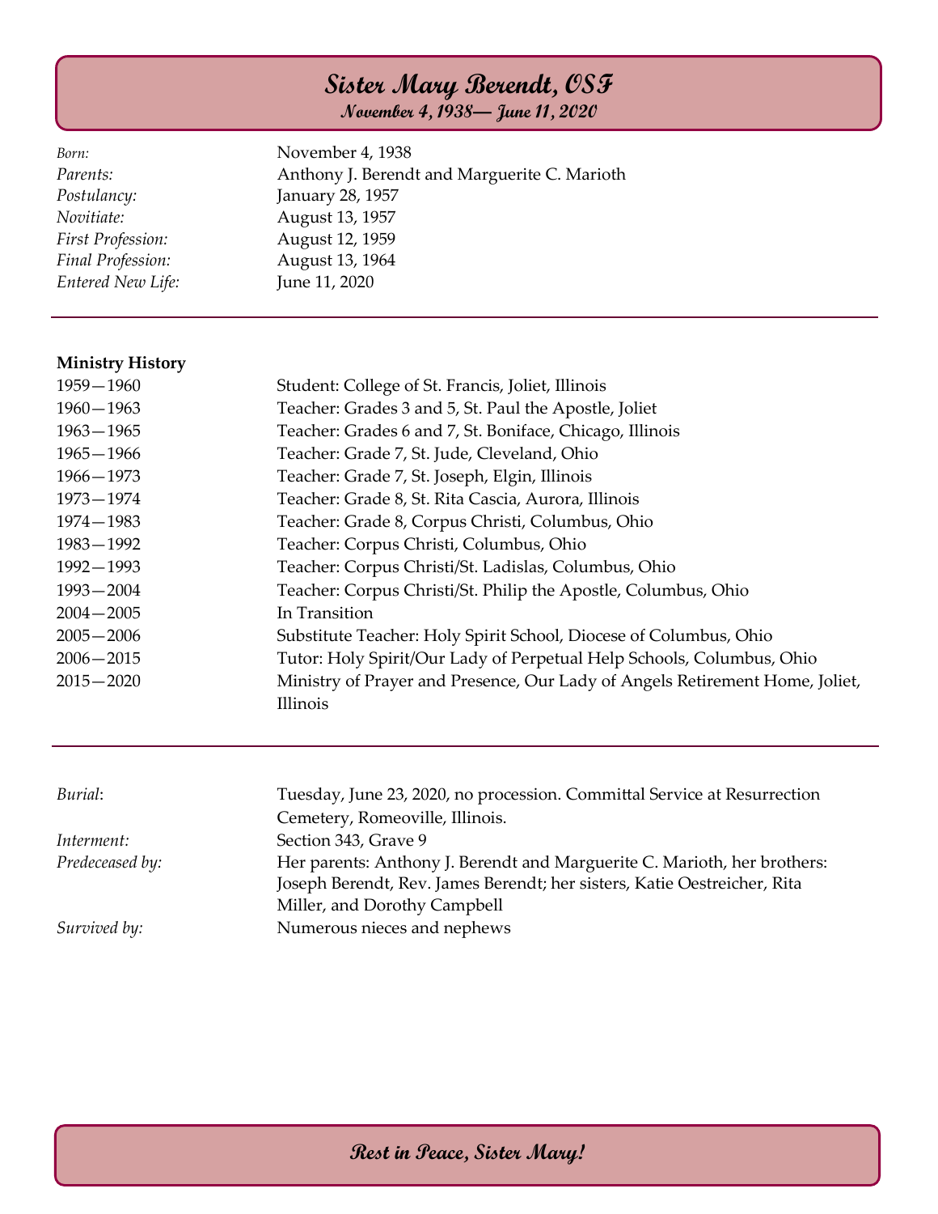# Sister Mary Berendt, OSF

**November 4, 1938— June 11, 2020**

| | |
|---|---|
| *Born:* | November 4, 1938 |
| *Parents:* | Anthony J. Berendt and Marguerite C. Marioth |
| *Postulancy:* | January 28, 1957 |
| *Novitiate:* | August 13, 1957 |
| *First Profession:* | August 12, 1959 |
| *Final Profession:* | August 13, 1964 |
| *Entered New Life:* | June 11, 2020 |

---

**Ministry History**

| | |
|---|---|
| 1959—1960 | Student: College of St. Francis, Joliet, Illinois |
| 1960—1963 | Teacher: Grades 3 and 5, St. Paul the Apostle, Joliet |
| 1963—1965 | Teacher: Grades 6 and 7, St. Boniface, Chicago, Illinois |
| 1965—1966 | Teacher: Grade 7, St. Jude, Cleveland, Ohio |
| 1966—1973 | Teacher: Grade 7, St. Joseph, Elgin, Illinois |
| 1973—1974 | Teacher: Grade 8, St. Rita Cascia, Aurora, Illinois |
| 1974—1983 | Teacher: Grade 8, Corpus Christi, Columbus, Ohio |
| 1983—1992 | Teacher: Corpus Christi, Columbus, Ohio |
| 1992—1993 | Teacher: Corpus Christi/St. Ladislas, Columbus, Ohio |
| 1993—2004 | Teacher: Corpus Christi/St. Philip the Apostle, Columbus, Ohio |
| 2004—2005 | In Transition |
| 2005—2006 | Substitute Teacher: Holy Spirit School, Diocese of Columbus, Ohio |
| 2006—2015 | Tutor: Holy Spirit/Our Lady of Perpetual Help Schools, Columbus, Ohio |
| 2015—2020 | Ministry of Prayer and Presence, Our Lady of Angels Retirement Home, Joliet, Illinois |

---

| | |
|---|---|
| *Burial*: | Tuesday, June 23, 2020, no procession. Committal Service at Resurrection Cemetery, Romeoville, Illinois. |
| *Interment:* | Section 343, Grave 9 |
| *Predeceased by:* | Her parents: Anthony J. Berendt and Marguerite C. Marioth, her brothers: Joseph Berendt, Rev. James Berendt; her sisters, Katie Oestreicher, Rita Miller, and Dorothy Campbell |
| *Survived by:* | Numerous nieces and nephews |

**Rest in Peace, Sister Mary!**